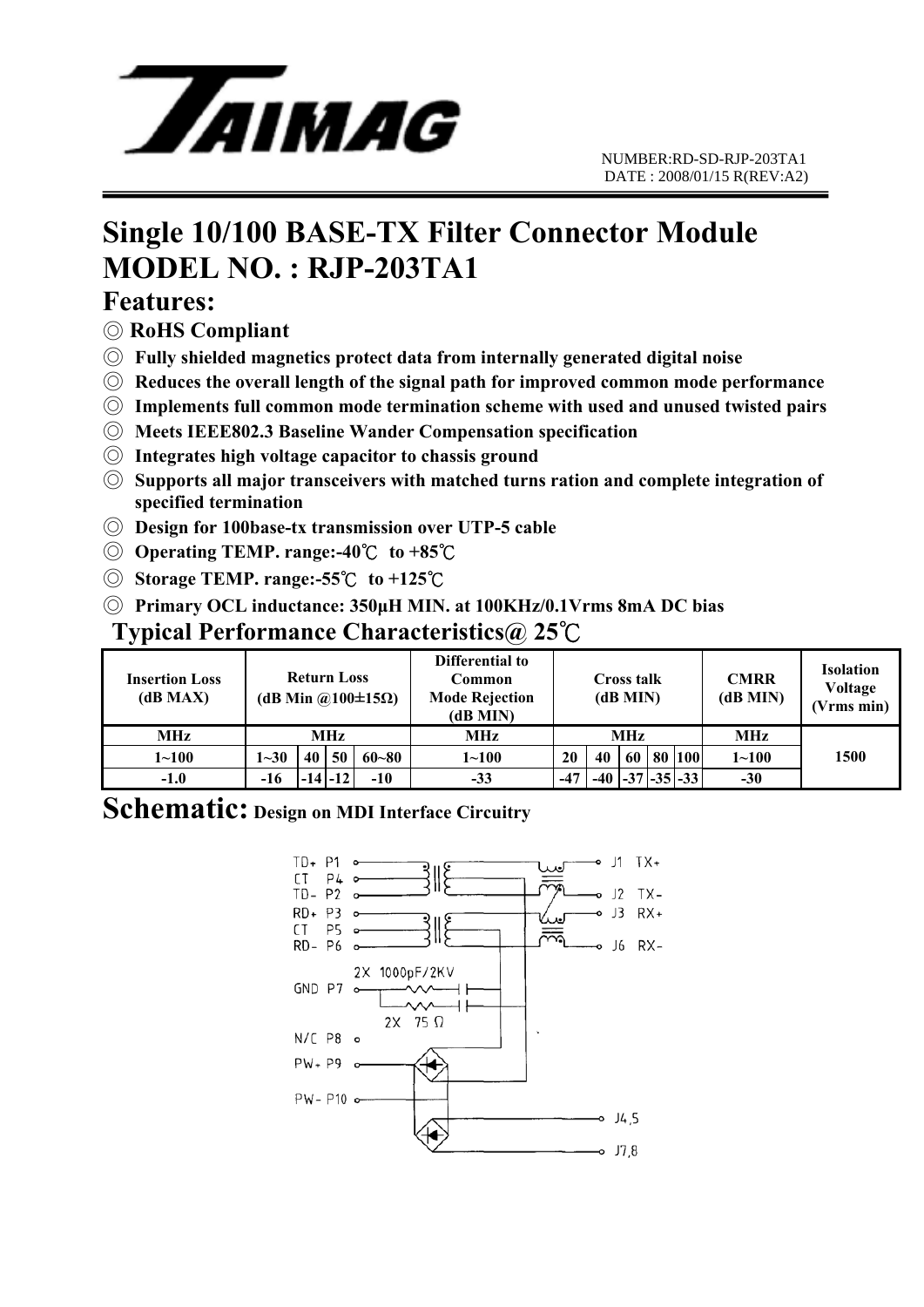TAIMAG

NUMBER:RD-SD-RJP-203TA1
DATE : 2008/01/15 R(REV:A2)

# Single 10/100 BASE-TX Filter Connector Module
# MODEL NO. : RJP-203TA1

## Features:

◎ **RoHS Compliant**

◎ **Fully shielded magnetics protect data from internally generated digital noise**

◎ **Reduces the overall length of the signal path for improved common mode performance**

◎ **Implements full common mode termination scheme with used and unused twisted pairs**

◎ **Meets IEEE802.3 Baseline Wander Compensation specification**

◎ **Integrates high voltage capacitor to chassis ground**

◎ **Supports all major transceivers with matched turns ration and complete integration of specified termination**

◎ **Design for 100base-tx transmission over UTP-5 cable**

◎ **Operating TEMP. range:-40℃ to +85℃**

◎ **Storage TEMP. range:-55℃ to +125℃**

◎ **Primary OCL inductance: 350μH MIN. at 100KHz/0.1Vrms 8mA DC bias**

## Typical Performance Characteristics@ 25℃

| Insertion Loss (dB MAX) | Return Loss (dB Min @100±15Ω) | | | | Differential to Common Mode Rejection (dB MIN) | Cross talk (dB MIN) | | | | | CMRR (dB MIN) | Isolation Voltage (Vrms min) |
|---|---|---|---|---|---|---|---|---|---|---|---|---|
| MHz | MHz | | | | MHz | MHz | | | | | MHz | 1500 |
| 1~100 | 1~30 | 40 | 50 | 60~80 | 1~100 | 20 | 40 | 60 | 80 | 100 | 1~100 | |
| -1.0 | -16 | -14 | -12 | -10 | -33 | -47 | -40 | -37 | -35 | -33 | -30 | |

## Schematic: Design on MDI Interface Circuitry

TD+ P1, CT P4, TD- P2, RD+ P3, CT P5, RD- P6, GND P7, N/C P8, PW+ P9, PW- P10

J1 TX+, J2 TX-, J3 RX+, J6 RX-, J4,5, J7,8

2X 1000pF/2KV

2X 75 Ω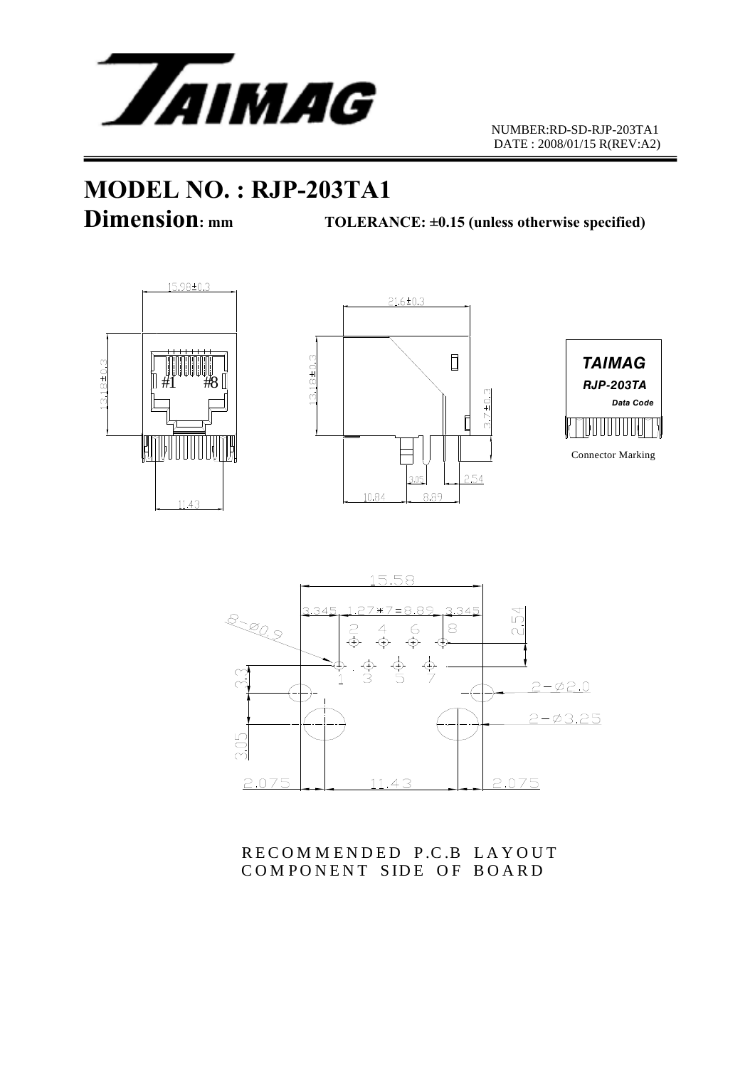NUMBER:RD-SD-RJP-203TA1
DATE : 2008/01/15 R(REV:A2)

# MODEL NO. : RJP-203TA1

## Dimension: mm TOLERANCE: ±0.15 (unless otherwise specified)

15.98±0.3

13.18±0.3

#1 #8

11.43

21.6±0.3

13.18±0.3

3.7±0.3

3.05

2.54

10.84

8.89

TAIMAG
RJP-203TA
Data Code

Connector Marking

15.58

3.345 1.27*7=8.89 3.345

2.54

8-Ø0.9

2 4 6 8

1 3 5 7

3.3

2-Ø2.0

2-Ø3.25

3.05

2.075 11.43 2.075

RECOMMENDED P.C.B LAYOUT
COMPONENT SIDE OF BOARD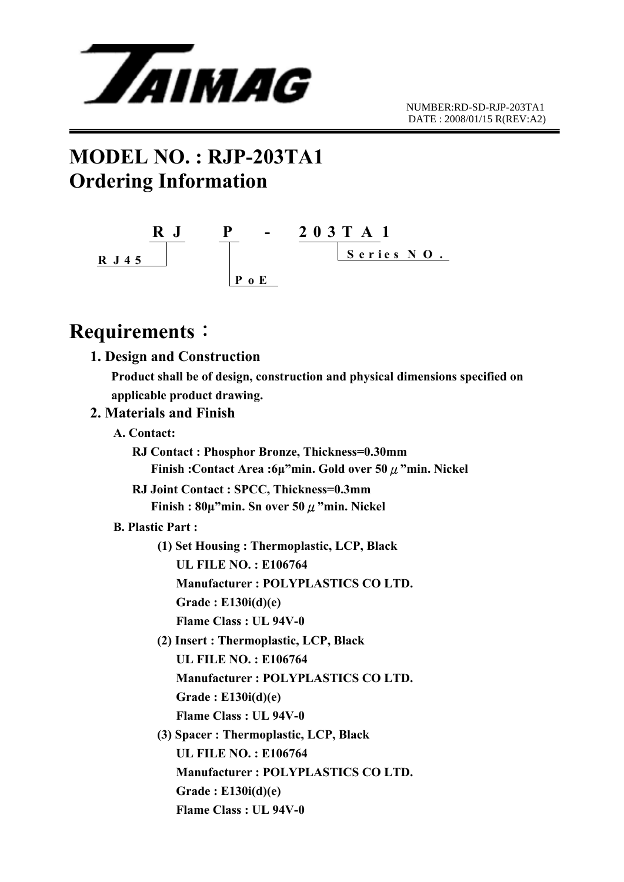TAIMAG

NUMBER:RD-SD-RJP-203TA1
DATE : 2008/01/15 R(REV:A2)

# MODEL NO. : RJP-203TA1
# Ordering Information

```
     R J       P    -    2 0 3 T A 1
R J 4 5                    S e r i e s  N O .
               P o E
```

- RJ: RJ45
- P: PoE
- 203TA1: Series NO.

# Requirements：

## 1. Design and Construction

**Product shall be of design, construction and physical dimensions specified on applicable product drawing.**

## 2. Materials and Finish

**A. Contact:**

**RJ Contact : Phosphor Bronze, Thickness=0.30mm**
**Finish :Contact Area :6μ"min. Gold over 50 μ"min. Nickel**

**RJ Joint Contact : SPCC, Thickness=0.3mm**
**Finish : 80μ"min. Sn over 50 μ"min. Nickel**

**B. Plastic Part :**

**(1) Set Housing : Thermoplastic, LCP, Black**
**UL FILE NO. : E106764**
**Manufacturer : POLYPLASTICS CO LTD.**
**Grade : E130i(d)(e)**
**Flame Class : UL 94V-0**

**(2) Insert : Thermoplastic, LCP, Black**
**UL FILE NO. : E106764**
**Manufacturer : POLYPLASTICS CO LTD.**
**Grade : E130i(d)(e)**
**Flame Class : UL 94V-0**

**(3) Spacer : Thermoplastic, LCP, Black**
**UL FILE NO. : E106764**
**Manufacturer : POLYPLASTICS CO LTD.**
**Grade : E130i(d)(e)**
**Flame Class : UL 94V-0**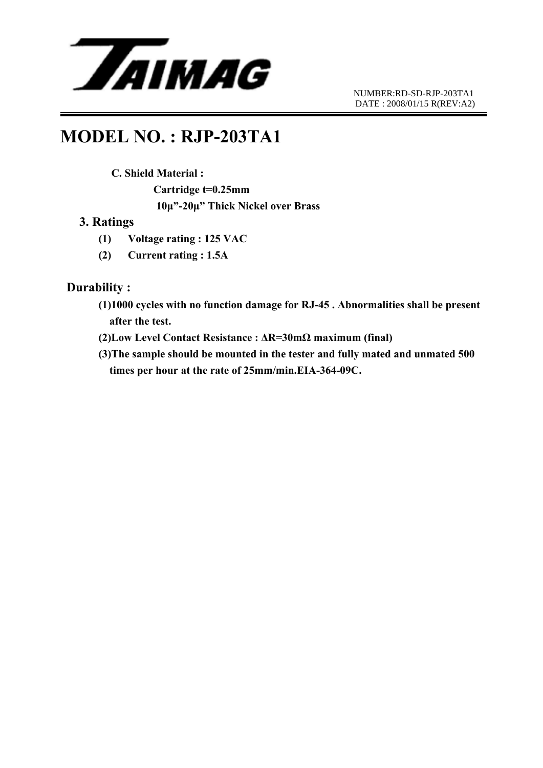# MODEL NO. : RJP-203TA1

**C. Shield Material :**

**Cartridge t=0.25mm**

**10μ”-20μ” Thick Nickel over Brass**

## 3. Ratings

**(1) Voltage rating : 125 VAC**

**(2) Current rating : 1.5A**

## Durability :

**(1)1000 cycles with no function damage for RJ-45 . Abnormalities shall be present after the test.**

**(2)Low Level Contact Resistance : ΔR=30mΩ maximum (final)**

**(3)The sample should be mounted in the tester and fully mated and unmated 500 times per hour at the rate of 25mm/min.EIA-364-09C.**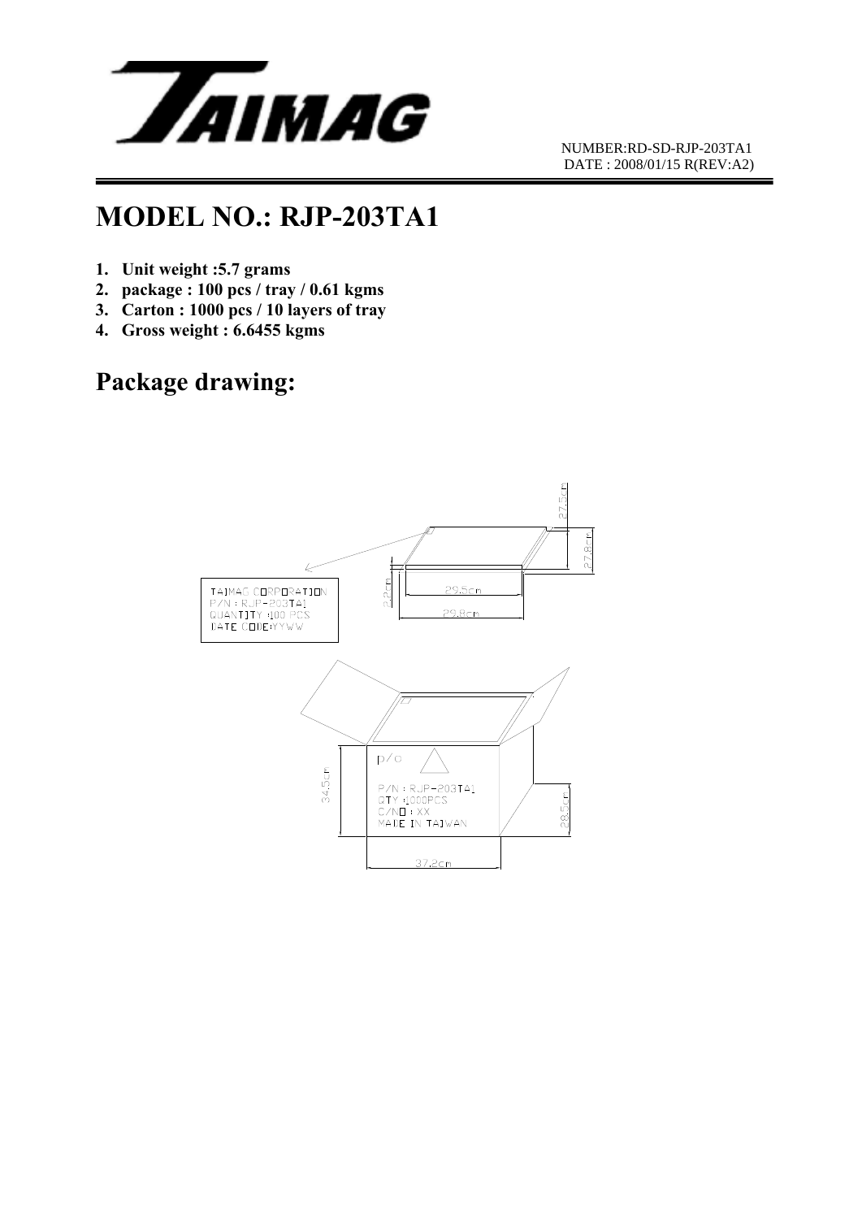NUMBER:RD-SD-RJP-203TA1
DATE : 2008/01/15 R(REV:A2)

# MODEL NO.: RJP-203TA1

1. **Unit weight :5.7 grams**
2. **package : 100 pcs / tray / 0.61 kgms**
3. **Carton : 1000 pcs / 10 layers of tray**
4. **Gross weight : 6.6455 kgms**

## Package drawing:

TAIMAG CORPORATION
P/N : RJP-203TA1
QUANTITY :100 PCS
DATE CODE:YYWW

27.5cm
27.8cm
2.2cm
29.5cm
29.8cm

p/o
P/N : RJP-203TA1
QTY :1000PCS
C/NO : XX
MADE IN TAIWAN

34.5cm
28.5cm
37.2cm